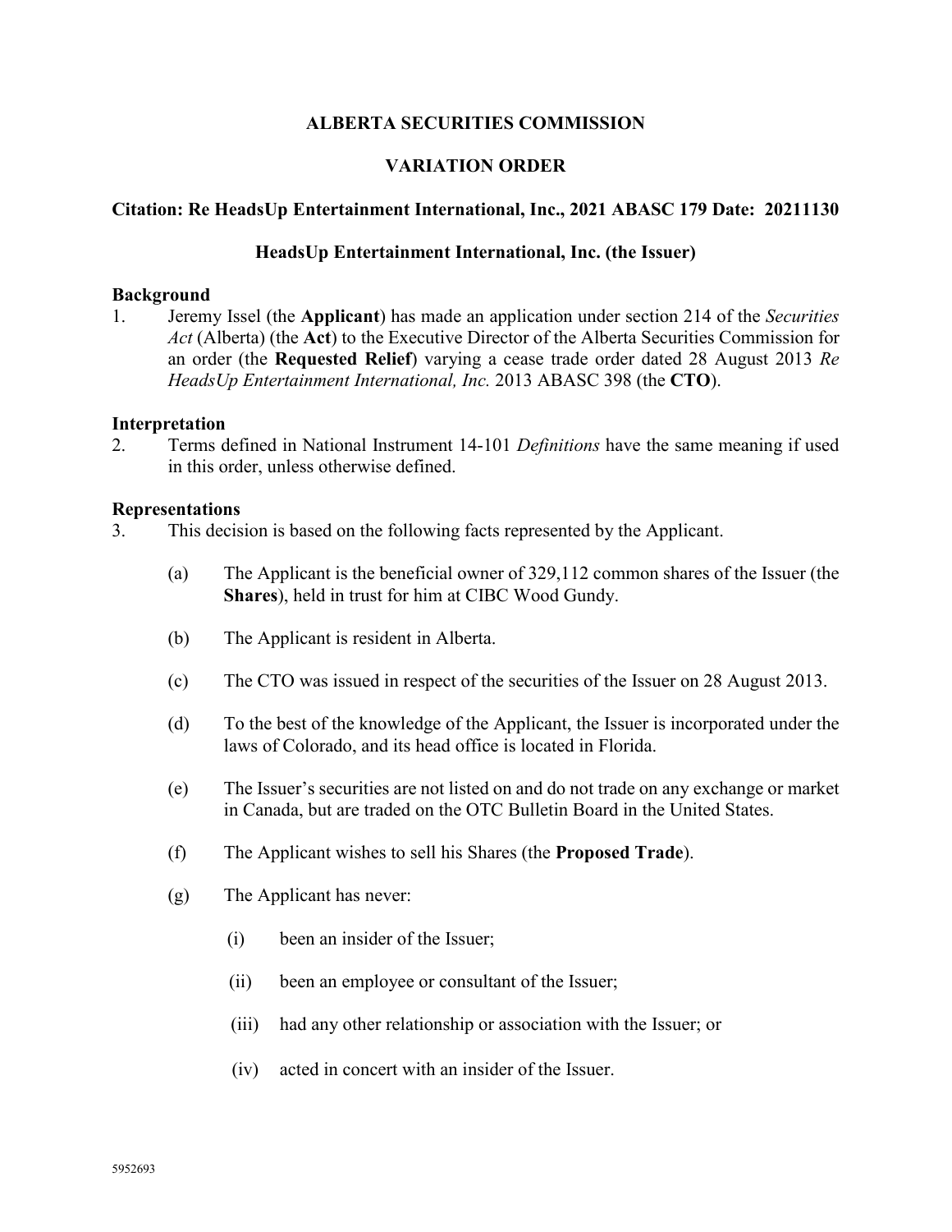**ALBERTA SECURITIES COMMISSION**

**VARIATION ORDER**

**Citation: Re HeadsUp Entertainment International, Inc., 2021 ABASC 179 Date: 20211130**

**HeadsUp Entertainment International, Inc. (the Issuer)**

**Background**

1. Jeremy Issel (the **Applicant**) has made an application under section 214 of the *Securities Act* (Alberta) (the **Act**) to the Executive Director of the Alberta Securities Commission for an order (the **Requested Relief**) varying a cease trade order dated 28 August 2013 *Re HeadsUp Entertainment International, Inc.* 2013 ABASC 398 (the **CTO**).

**Interpretation**

2. Terms defined in National Instrument 14-101 *Definitions* have the same meaning if used in this order, unless otherwise defined.

**Representations**

3. This decision is based on the following facts represented by the Applicant.

   (a) The Applicant is the beneficial owner of 329,112 common shares of the Issuer (the **Shares**), held in trust for him at CIBC Wood Gundy.

   (b) The Applicant is resident in Alberta.

   (c) The CTO was issued in respect of the securities of the Issuer on 28 August 2013.

   (d) To the best of the knowledge of the Applicant, the Issuer is incorporated under the laws of Colorado, and its head office is located in Florida.

   (e) The Issuer's securities are not listed on and do not trade on any exchange or market in Canada, but are traded on the OTC Bulletin Board in the United States.

   (f) The Applicant wishes to sell his Shares (the **Proposed Trade**).

   (g) The Applicant has never:

      (i) been an insider of the Issuer;

      (ii) been an employee or consultant of the Issuer;

      (iii) had any other relationship or association with the Issuer; or

      (iv) acted in concert with an insider of the Issuer.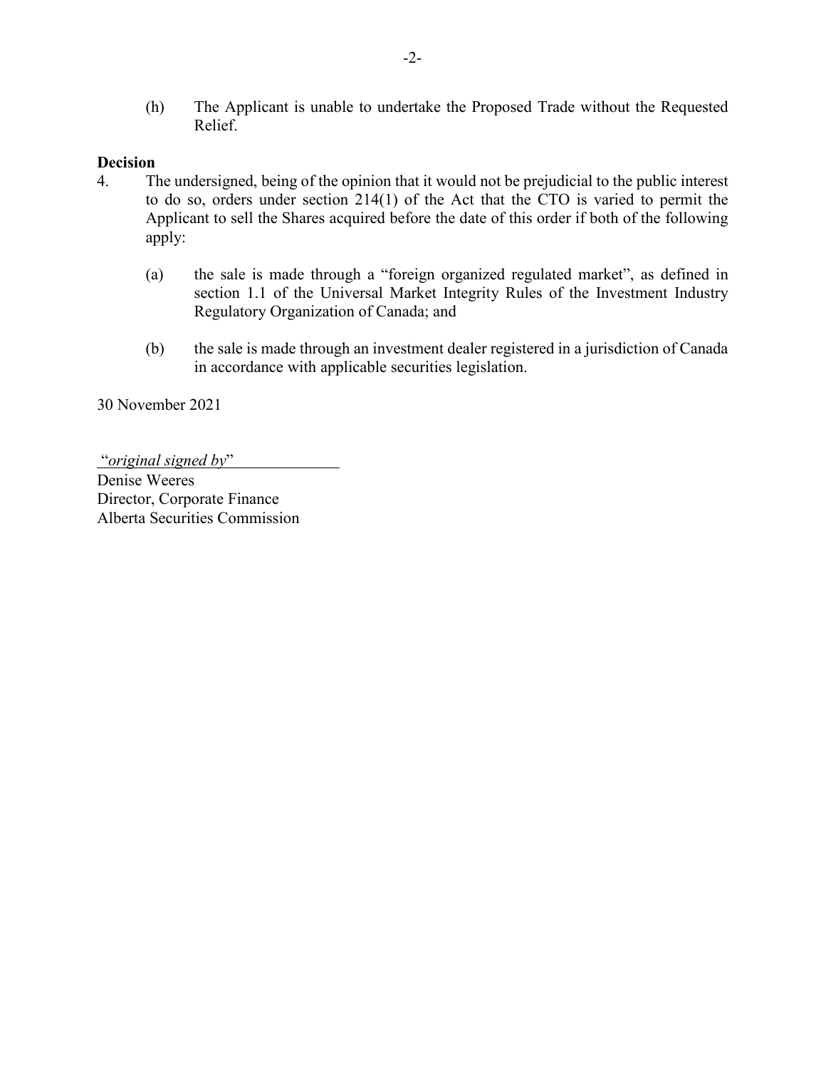(h) The Applicant is unable to undertake the Proposed Trade without the Requested Relief.

**Decision**

4. The undersigned, being of the opinion that it would not be prejudicial to the public interest to do so, orders under section 214(1) of the Act that the CTO is varied to permit the Applicant to sell the Shares acquired before the date of this order if both of the following apply:

   (a) the sale is made through a "foreign organized regulated market", as defined in section 1.1 of the Universal Market Integrity Rules of the Investment Industry Regulatory Organization of Canada; and

   (b) the sale is made through an investment dealer registered in a jurisdiction of Canada in accordance with applicable securities legislation.

30 November 2021

"*original signed by*"
Denise Weeres
Director, Corporate Finance
Alberta Securities Commission